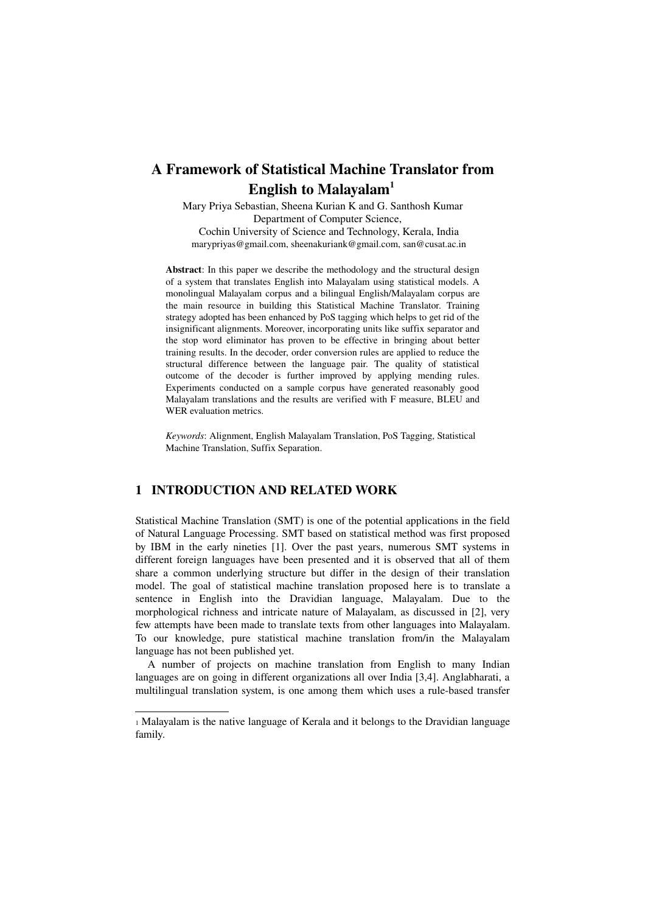# A Framework of Statistical Machine Translator from English to Malayalam[1]

Mary Priya Sebastian, Sheena Kurian K and G. Santhosh Kumar
Department of Computer Science,
Cochin University of Science and Technology, Kerala, India
marypriyas@gmail.com, sheenakuriank@gmail.com, san@cusat.ac.in

**Abstract**: In this paper we describe the methodology and the structural design of a system that translates English into Malayalam using statistical models. A monolingual Malayalam corpus and a bilingual English/Malayalam corpus are the main resource in building this Statistical Machine Translator. Training strategy adopted has been enhanced by PoS tagging which helps to get rid of the insignificant alignments. Moreover, incorporating units like suffix separator and the stop word eliminator has proven to be effective in bringing about better training results. In the decoder, order conversion rules are applied to reduce the structural difference between the language pair. The quality of statistical outcome of the decoder is further improved by applying mending rules. Experiments conducted on a sample corpus have generated reasonably good Malayalam translations and the results are verified with F measure, BLEU and WER evaluation metrics.

*Keywords*: Alignment, English Malayalam Translation, PoS Tagging, Statistical Machine Translation, Suffix Separation.

## 1 INTRODUCTION AND RELATED WORK

Statistical Machine Translation (SMT) is one of the potential applications in the field of Natural Language Processing. SMT based on statistical method was first proposed by IBM in the early nineties [1]. Over the past years, numerous SMT systems in different foreign languages have been presented and it is observed that all of them share a common underlying structure but differ in the design of their translation model. The goal of statistical machine translation proposed here is to translate a sentence in English into the Dravidian language, Malayalam. Due to the morphological richness and intricate nature of Malayalam, as discussed in [2], very few attempts have been made to translate texts from other languages into Malayalam. To our knowledge, pure statistical machine translation from/in the Malayalam language has not been published yet.

A number of projects on machine translation from English to many Indian languages are on going in different organizations all over India [3,4]. Anglabharati, a multilingual translation system, is one among them which uses a rule-based transfer

---

[1] Malayalam is the native language of Kerala and it belongs to the Dravidian language family.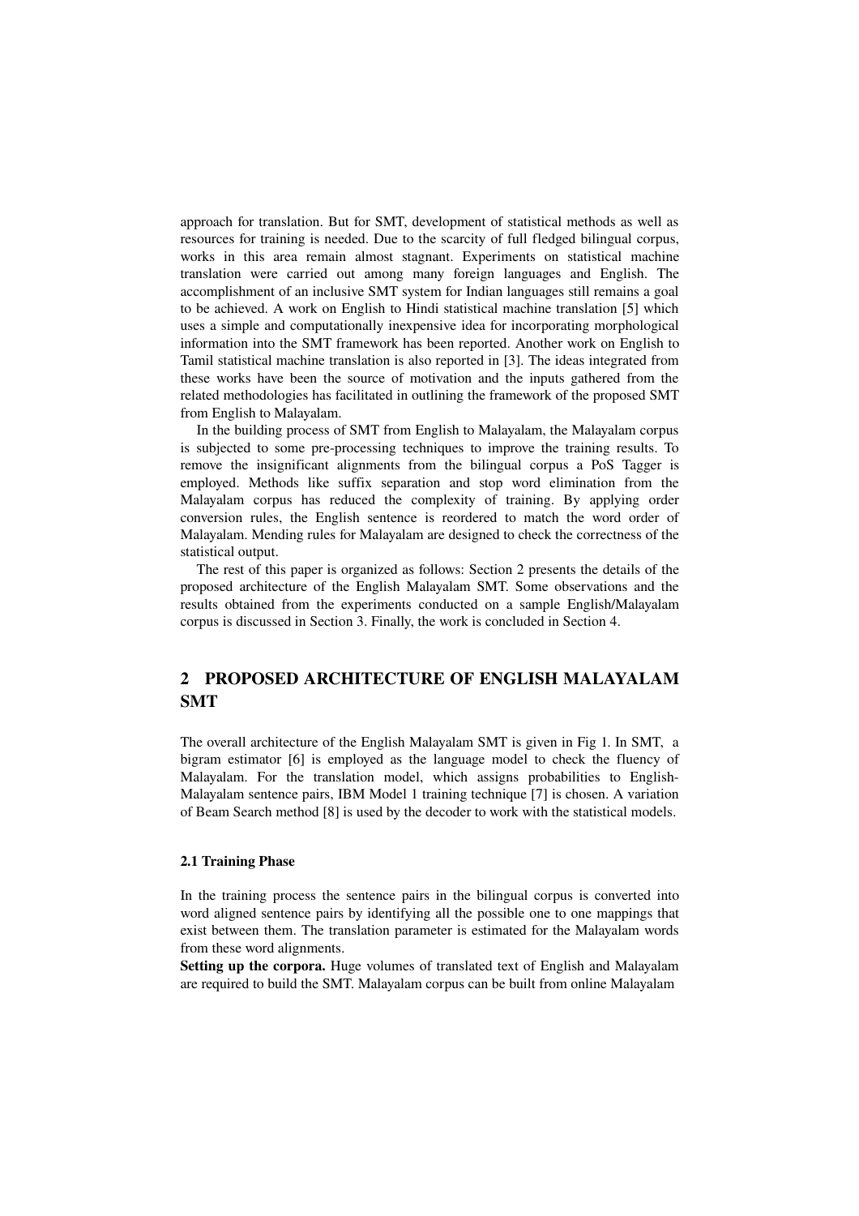approach for translation. But for SMT, development of statistical methods as well as resources for training is needed. Due to the scarcity of full fledged bilingual corpus, works in this area remain almost stagnant. Experiments on statistical machine translation were carried out among many foreign languages and English. The accomplishment of an inclusive SMT system for Indian languages still remains a goal to be achieved. A work on English to Hindi statistical machine translation [5] which uses a simple and computationally inexpensive idea for incorporating morphological information into the SMT framework has been reported. Another work on English to Tamil statistical machine translation is also reported in [3]. The ideas integrated from these works have been the source of motivation and the inputs gathered from the related methodologies has facilitated in outlining the framework of the proposed SMT from English to Malayalam.

In the building process of SMT from English to Malayalam, the Malayalam corpus is subjected to some pre-processing techniques to improve the training results. To remove the insignificant alignments from the bilingual corpus a PoS Tagger is employed. Methods like suffix separation and stop word elimination from the Malayalam corpus has reduced the complexity of training. By applying order conversion rules, the English sentence is reordered to match the word order of Malayalam. Mending rules for Malayalam are designed to check the correctness of the statistical output.

The rest of this paper is organized as follows: Section 2 presents the details of the proposed architecture of the English Malayalam SMT. Some observations and the results obtained from the experiments conducted on a sample English/Malayalam corpus is discussed in Section 3. Finally, the work is concluded in Section 4.

## 2 PROPOSED ARCHITECTURE OF ENGLISH MALAYALAM SMT

The overall architecture of the English Malayalam SMT is given in Fig 1. In SMT, a bigram estimator [6] is employed as the language model to check the fluency of Malayalam. For the translation model, which assigns probabilities to English-Malayalam sentence pairs, IBM Model 1 training technique [7] is chosen. A variation of Beam Search method [8] is used by the decoder to work with the statistical models.

### 2.1 Training Phase

In the training process the sentence pairs in the bilingual corpus is converted into word aligned sentence pairs by identifying all the possible one to one mappings that exist between them. The translation parameter is estimated for the Malayalam words from these word alignments.

**Setting up the corpora.** Huge volumes of translated text of English and Malayalam are required to build the SMT. Malayalam corpus can be built from online Malayalam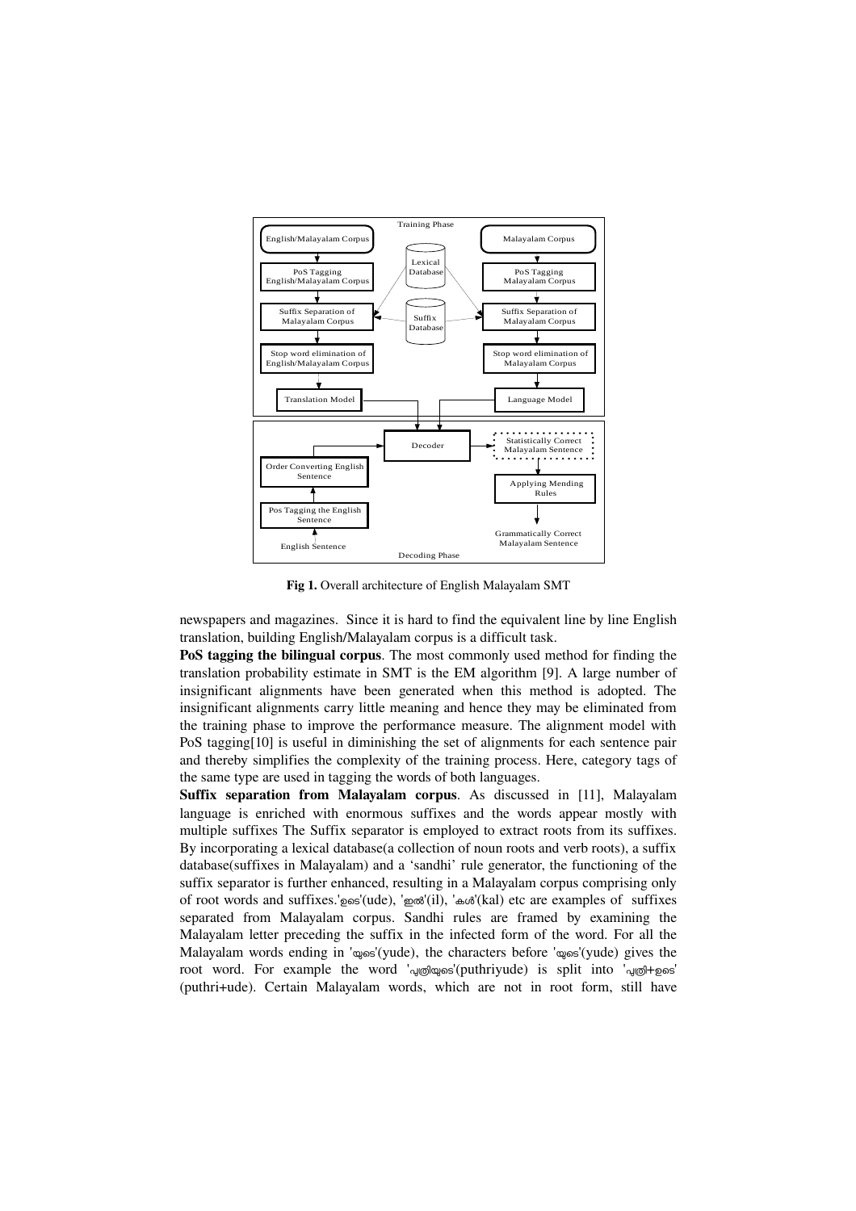Fig 1. Overall architecture of English Malayalam SMT

newspapers and magazines. Since it is hard to find the equivalent line by line English translation, building English/Malayalam corpus is a difficult task.

**PoS tagging the bilingual corpus**. The most commonly used method for finding the translation probability estimate in SMT is the EM algorithm [9]. A large number of insignificant alignments have been generated when this method is adopted. The insignificant alignments carry little meaning and hence they may be eliminated from the training phase to improve the performance measure. The alignment model with PoS tagging[10] is useful in diminishing the set of alignments for each sentence pair and thereby simplifies the complexity of the training process. Here, category tags of the same type are used in tagging the words of both languages.

**Suffix separation from Malayalam corpus**. As discussed in [11], Malayalam language is enriched with enormous suffixes and the words appear mostly with multiple suffixes The Suffix separator is employed to extract roots from its suffixes. By incorporating a lexical database(a collection of noun roots and verb roots), a suffix database(suffixes in Malayalam) and a 'sandhi' rule generator, the functioning of the suffix separator is further enhanced, resulting in a Malayalam corpus comprising only of root words and suffixes.'ഉടെ'(ude), 'ഇൽ'(il), 'കൾ'(kal) etc are examples of suffixes separated from Malayalam corpus. Sandhi rules are framed by examining the Malayalam letter preceding the suffix in the infected form of the word. For all the Malayalam words ending in 'യുടെ'(yude), the characters before 'യുടെ'(yude) gives the root word. For example the word 'പുത്രിയുടെ'(puthriyude) is split into 'പുത്രി+ഉടെ' (puthri+ude). Certain Malayalam words, which are not in root form, still have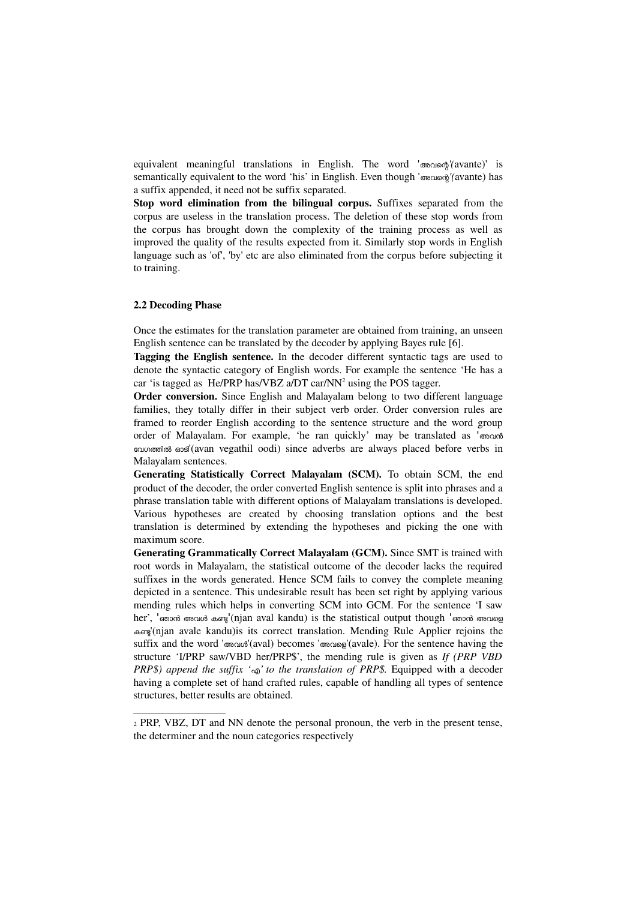equivalent meaningful translations in English. The word 'അവന്റെ'(avante)' is semantically equivalent to the word 'his' in English. Even though 'അവന്റെ'(avante) has a suffix appended, it need not be suffix separated.

**Stop word elimination from the bilingual corpus.** Suffixes separated from the corpus are useless in the translation process. The deletion of these stop words from the corpus has brought down the complexity of the training process as well as improved the quality of the results expected from it. Similarly stop words in English language such as 'of', 'by' etc are also eliminated from the corpus before subjecting it to training.

### 2.2 Decoding Phase

Once the estimates for the translation parameter are obtained from training, an unseen English sentence can be translated by the decoder by applying Bayes rule [6].

**Tagging the English sentence.** In the decoder different syntactic tags are used to denote the syntactic category of English words. For example the sentence 'He has a car 'is tagged as He/PRP has/VBZ a/DT car/NN[2] using the POS tagger.

**Order conversion.** Since English and Malayalam belong to two different language families, they totally differ in their subject verb order. Order conversion rules are framed to reorder English according to the sentence structure and the word group order of Malayalam. For example, 'he ran quickly' may be translated as 'അവൻ വേഗത്തിൽ ഓടി'(avan vegathil oodi) since adverbs are always placed before verbs in Malayalam sentences.

**Generating Statistically Correct Malayalam (SCM).** To obtain SCM, the end product of the decoder, the order converted English sentence is split into phrases and a phrase translation table with different options of Malayalam translations is developed. Various hypotheses are created by choosing translation options and the best translation is determined by extending the hypotheses and picking the one with maximum score.

**Generating Grammatically Correct Malayalam (GCM).** Since SMT is trained with root words in Malayalam, the statistical outcome of the decoder lacks the required suffixes in the words generated. Hence SCM fails to convey the complete meaning depicted in a sentence. This undesirable result has been set right by applying various mending rules which helps in converting SCM into GCM. For the sentence 'I saw her', 'ഞാൻ അവൾ കണ്ടു'(njan aval kandu) is the statistical output though 'ഞാൻ അവളെ കണ്ടു'(njan avale kandu)is its correct translation. Mending Rule Applier rejoins the suffix and the word 'അവൾ'(aval) becomes 'അവളെ'(avale). For the sentence having the structure 'I/PRP saw/VBD her/PRP$', the mending rule is given as *If (PRP VBD PRP$) append the suffix 'എ' to the translation of PRP$.* Equipped with a decoder having a complete set of hand crafted rules, capable of handling all types of sentence structures, better results are obtained.

---

[2] PRP, VBZ, DT and NN denote the personal pronoun, the verb in the present tense, the determiner and the noun categories respectively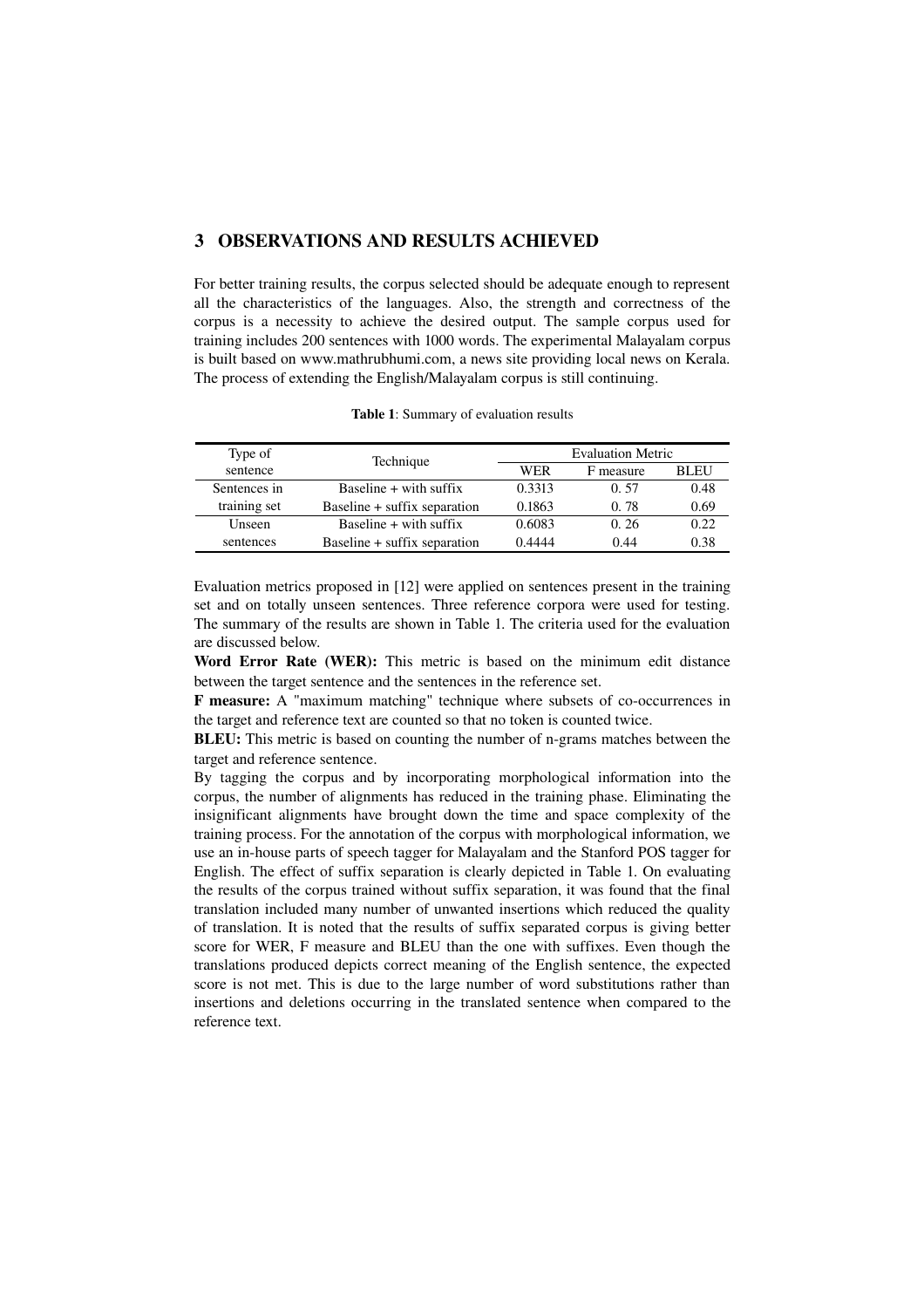## 3 OBSERVATIONS AND RESULTS ACHIEVED

For better training results, the corpus selected should be adequate enough to represent all the characteristics of the languages. Also, the strength and correctness of the corpus is a necessity to achieve the desired output. The sample corpus used for training includes 200 sentences with 1000 words. The experimental Malayalam corpus is built based on www.mathrubhumi.com, a news site providing local news on Kerala. The process of extending the English/Malayalam corpus is still continuing.

**Table 1**: Summary of evaluation results

| Type of sentence | Technique | Evaluation Metric | | |
|---|---|---|---|---|
| | | WER | F measure | BLEU |
| Sentences in training set | Baseline + with suffix | 0.3313 | 0. 57 | 0.48 |
| | Baseline + suffix separation | 0.1863 | 0. 78 | 0.69 |
| Unseen sentences | Baseline + with suffix | 0.6083 | 0. 26 | 0.22 |
| | Baseline + suffix separation | 0.4444 | 0.44 | 0.38 |

Evaluation metrics proposed in [12] were applied on sentences present in the training set and on totally unseen sentences. Three reference corpora were used for testing. The summary of the results are shown in Table 1. The criteria used for the evaluation are discussed below.

**Word Error Rate (WER):** This metric is based on the minimum edit distance between the target sentence and the sentences in the reference set.

**F measure:** A "maximum matching" technique where subsets of co-occurrences in the target and reference text are counted so that no token is counted twice.

**BLEU:** This metric is based on counting the number of n-grams matches between the target and reference sentence.

By tagging the corpus and by incorporating morphological information into the corpus, the number of alignments has reduced in the training phase. Eliminating the insignificant alignments have brought down the time and space complexity of the training process. For the annotation of the corpus with morphological information, we use an in-house parts of speech tagger for Malayalam and the Stanford POS tagger for English. The effect of suffix separation is clearly depicted in Table 1. On evaluating the results of the corpus trained without suffix separation, it was found that the final translation included many number of unwanted insertions which reduced the quality of translation. It is noted that the results of suffix separated corpus is giving better score for WER, F measure and BLEU than the one with suffixes. Even though the translations produced depicts correct meaning of the English sentence, the expected score is not met. This is due to the large number of word substitutions rather than insertions and deletions occurring in the translated sentence when compared to the reference text.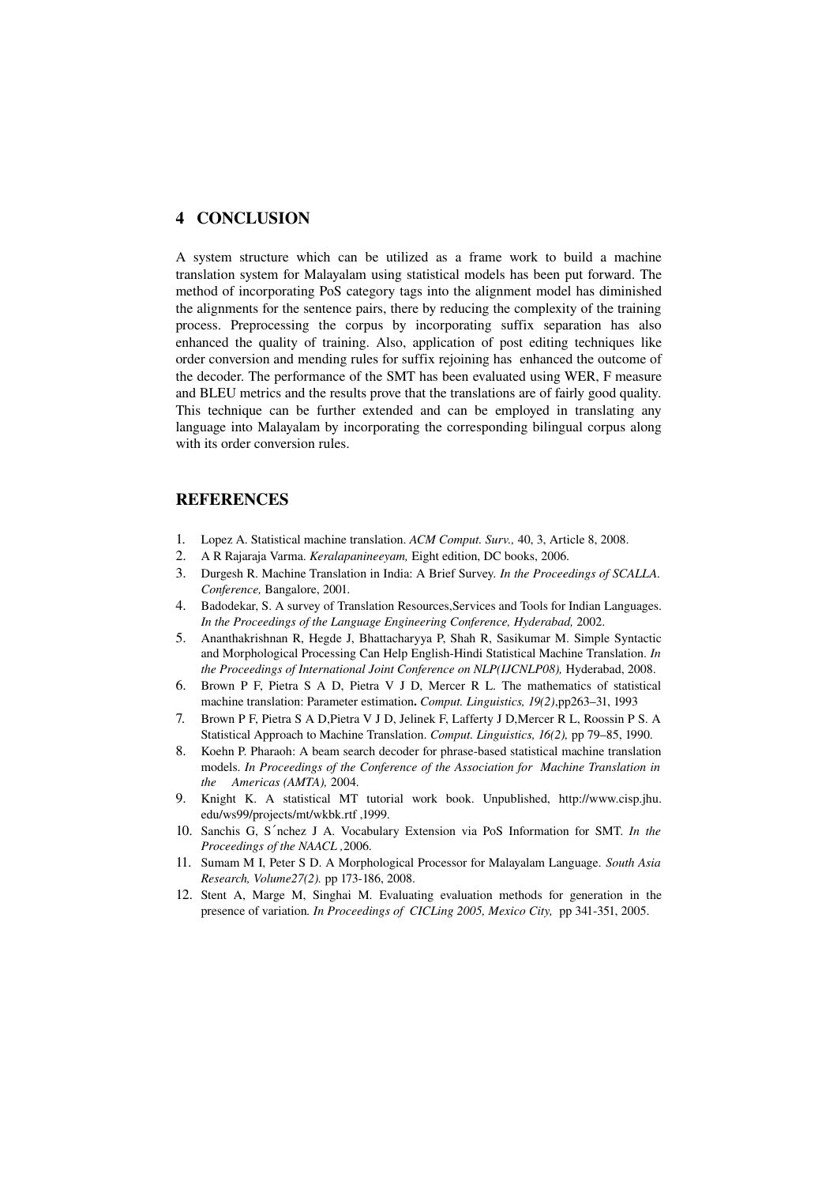## 4 CONCLUSION

A system structure which can be utilized as a frame work to build a machine translation system for Malayalam using statistical models has been put forward. The method of incorporating PoS category tags into the alignment model has diminished the alignments for the sentence pairs, there by reducing the complexity of the training process. Preprocessing the corpus by incorporating suffix separation has also enhanced the quality of training. Also, application of post editing techniques like order conversion and mending rules for suffix rejoining has enhanced the outcome of the decoder. The performance of the SMT has been evaluated using WER, F measure and BLEU metrics and the results prove that the translations are of fairly good quality. This technique can be further extended and can be employed in translating any language into Malayalam by incorporating the corresponding bilingual corpus along with its order conversion rules.

## REFERENCES

1. Lopez A. Statistical machine translation. *ACM Comput. Surv.,* 40, 3, Article 8, 2008.
2. A R Rajaraja Varma. *Keralapanineeyam,* Eight edition, DC books, 2006.
3. Durgesh R. Machine Translation in India: A Brief Survey. *In the Proceedings of SCALLA. Conference,* Bangalore, 2001.
4. Badodekar, S. A survey of Translation Resources,Services and Tools for Indian Languages. *In the Proceedings of the Language Engineering Conference, Hyderabad,* 2002.
5. Ananthakrishnan R, Hegde J, Bhattacharyya P, Shah R, Sasikumar M. Simple Syntactic and Morphological Processing Can Help English-Hindi Statistical Machine Translation. *In the Proceedings of International Joint Conference on NLP(IJCNLP08),* Hyderabad, 2008.
6. Brown P F, Pietra S A D, Pietra V J D, Mercer R L. The mathematics of statistical machine translation: Parameter estimation**.** *Comput. Linguistics, 19(2)*,pp263–31, 1993
7. Brown P F, Pietra S A D,Pietra V J D, Jelinek F, Lafferty J D,Mercer R L, Roossin P S. A Statistical Approach to Machine Translation. *Comput. Linguistics, 16(2),* pp 79–85, 1990.
8. Koehn P. Pharaoh: A beam search decoder for phrase-based statistical machine translation models. *In Proceedings of the Conference of the Association for Machine Translation in the Americas (AMTA),* 2004.
9. Knight K. A statistical MT tutorial work book. Unpublished, http://www.cisp.jhu.edu/ws99/projects/mt/wkbk.rtf ,1999.
10. Sanchis G, S´nchez J A. Vocabulary Extension via PoS Information for SMT. *In the Proceedings of the NAACL ,*2006.
11. Sumam M I, Peter S D. A Morphological Processor for Malayalam Language. *South Asia Research, Volume27(2).* pp 173-186, 2008.
12. Stent A, Marge M, Singhai M. Evaluating evaluation methods for generation in the presence of variation. *In Proceedings of CICLing 2005, Mexico City,* pp 341-351, 2005.